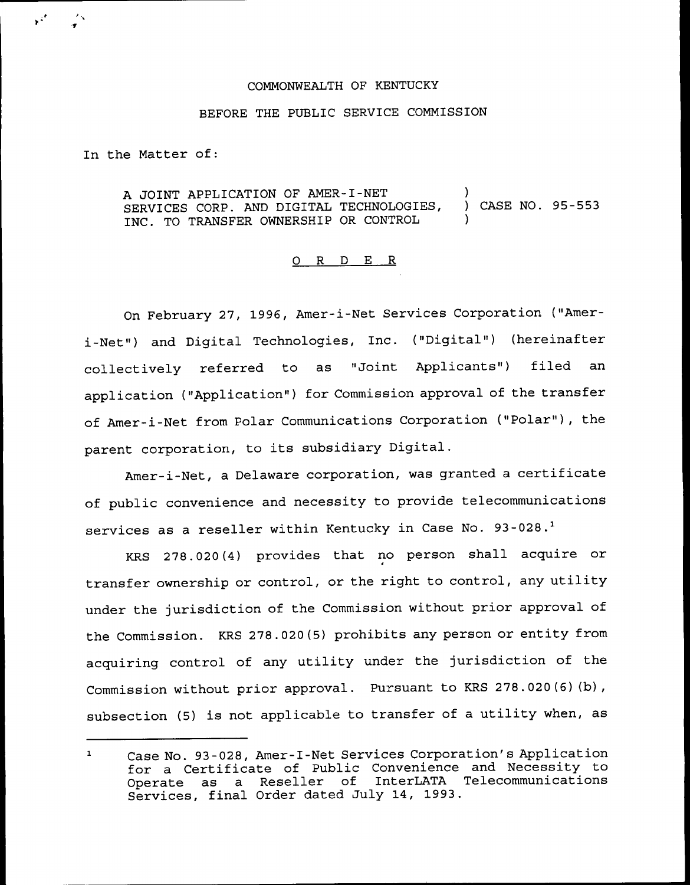COMMONWEALTH OF KENTUCKY

BEFORE THE PUBLIC SERVICE COMMISSION

In the Matter of:

A JOINT APPLICATION OF AMER-I-NET SERVICES CORP. AND DIGITAL TECHNOLOGIES, INC. TO TRANSFER OWNERSHIP OR CONTROL ) CASE NO. 95-553

O R D E R

On February 27, 1996, Amer-i-Net Services Corporation ("Amer-i-Net") and Digital Technologies, Inc. ("Digital") (hereinafter collectively referred to as "Joint Applicants") filed an application ("Application") for Commission approval of the transfer of Amer-i-Net from Polar Communications Corporation ("Polar"), the parent corporation, to its subsidiary Digital.

Amer-i-Net, a Delaware corporation, was granted a certificate of public convenience and necessity to provide telecommunications services as a reseller within Kentucky in Case No. 93-028.[1]

KRS 278.020(4) provides that no person shall acquire or transfer ownership or control, or the right to control, any utility under the jurisdiction of the Commission without prior approval of the Commission. KRS 278.020(5) prohibits any person or entity from acquiring control of any utility under the jurisdiction of the Commission without prior approval. Pursuant to KRS 278.020(6)(b), subsection (5) is not applicable to transfer of a utility when, as

[1] Case No. 93-028, Amer-I-Net Services Corporation's Application for a Certificate of Public Convenience and Necessity to Operate as a Reseller of InterLATA Telecommunications Services, final Order dated July 14, 1993.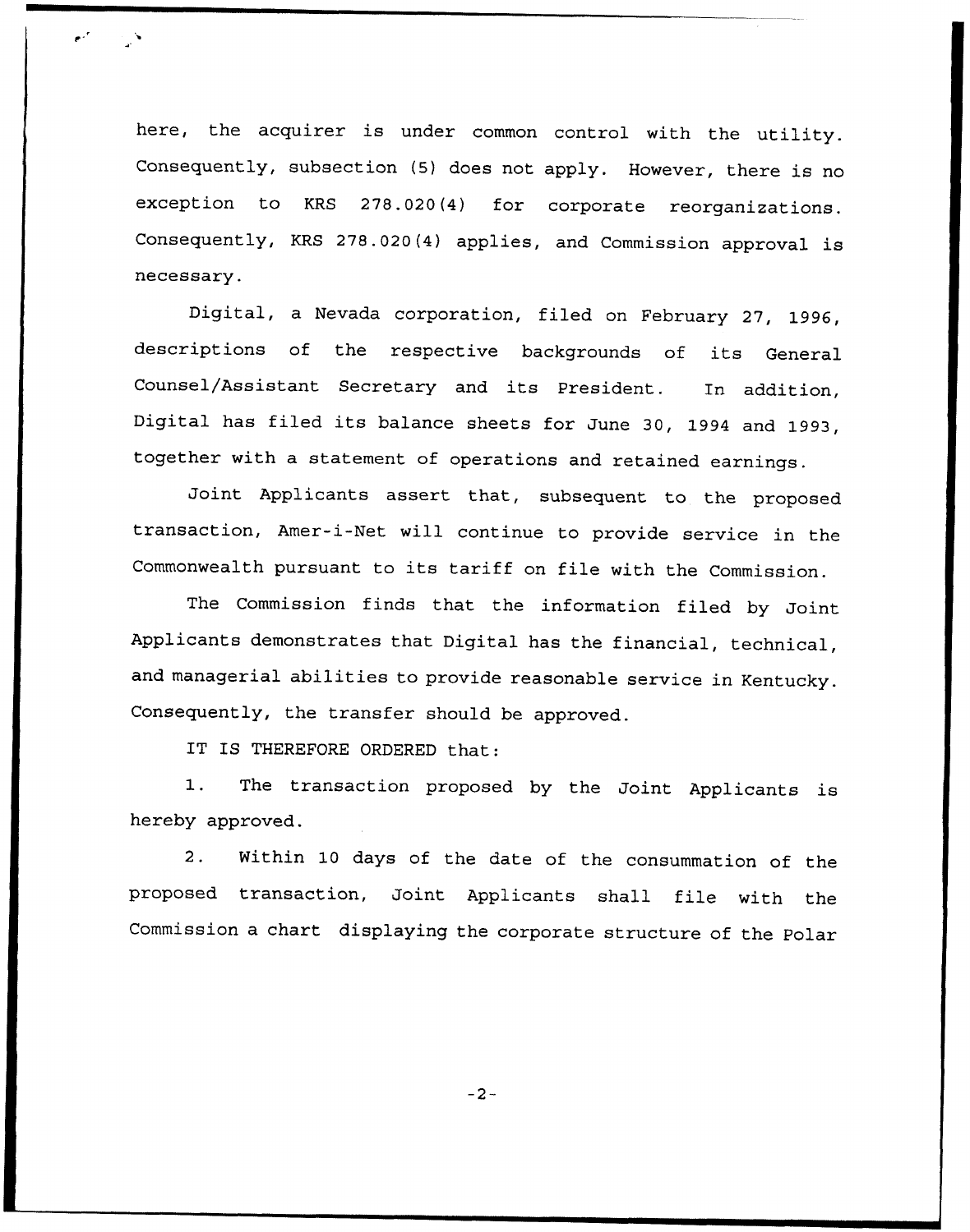here, the acquirer is under common control with the utility. Consequently, subsection (5) does not apply. However, there is no exception to KRS 278.020(4) for corporate reorganizations. Consequently, KRS 278.020(4) applies, and Commission approval is necessary.

Digital, a Nevada corporation, filed on February 27, 1996, descriptions of the respective backgrounds of its General Counsel/Assistant Secretary and its President. In addition, Digital has filed its balance sheets for June 30, 1994 and 1993, together with a statement of operations and retained earnings.

Joint Applicants assert that, subsequent to the proposed transaction, Amer-i-Net will continue to provide service in the Commonwealth pursuant to its tariff on file with the Commission.

The Commission finds that the information filed by Joint Applicants demonstrates that Digital has the financial, technical, and managerial abilities to provide reasonable service in Kentucky. Consequently, the transfer should be approved.

IT IS THEREFORE ORDERED that:

1. The transaction proposed by the Joint Applicants is hereby approved.

2. Within 10 days of the date of the consummation of the proposed transaction, Joint Applicants shall file with the Commission a chart displaying the corporate structure of the Polar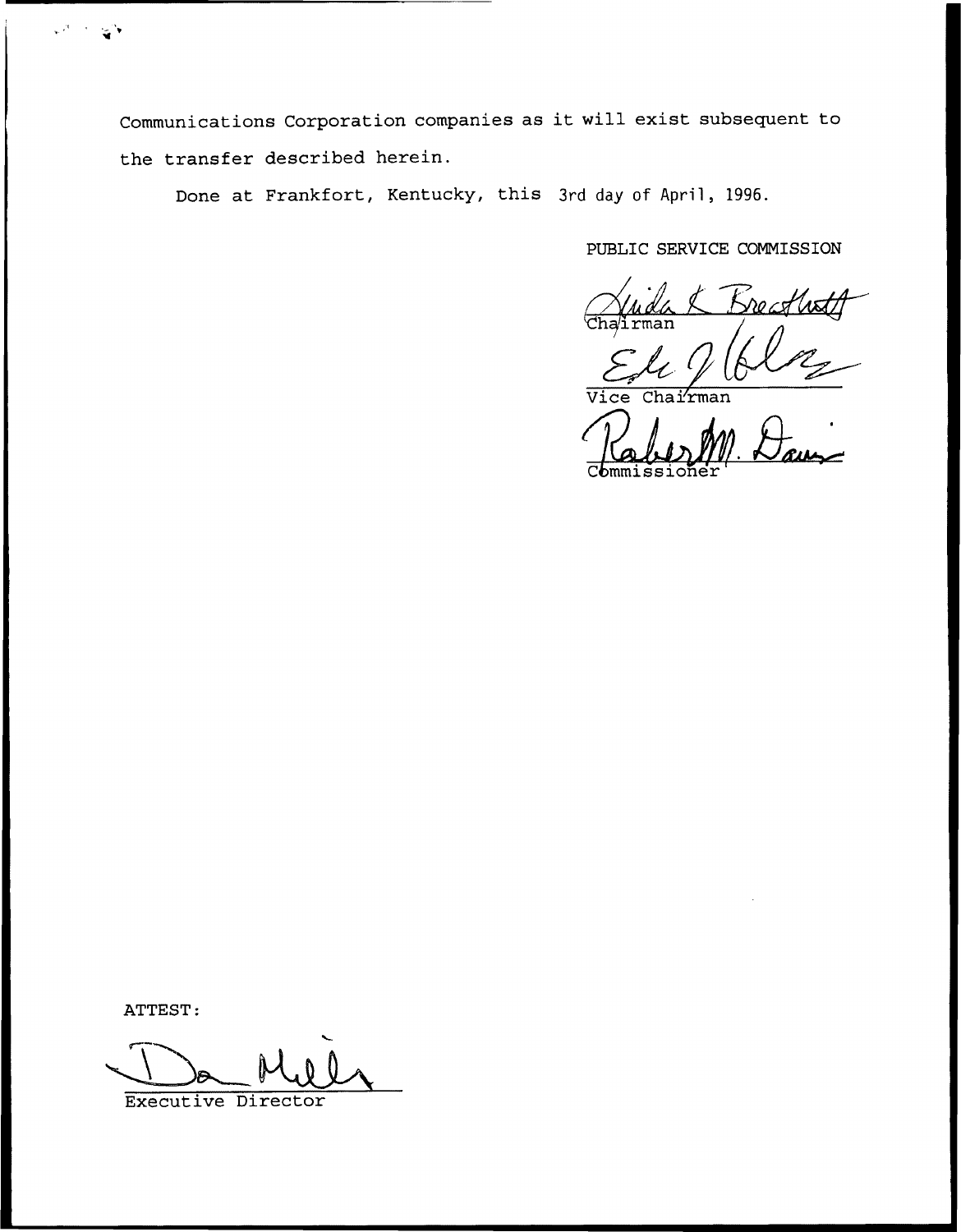Communications Corporation companies as it will exist subsequent to the transfer described herein.

Done at Frankfort, Kentucky, this 3rd day of April, 1996.

PUBLIC SERVICE COMMISSION

Chairman

Vice Chairman

Commissioner

ATTEST:

Executive Director